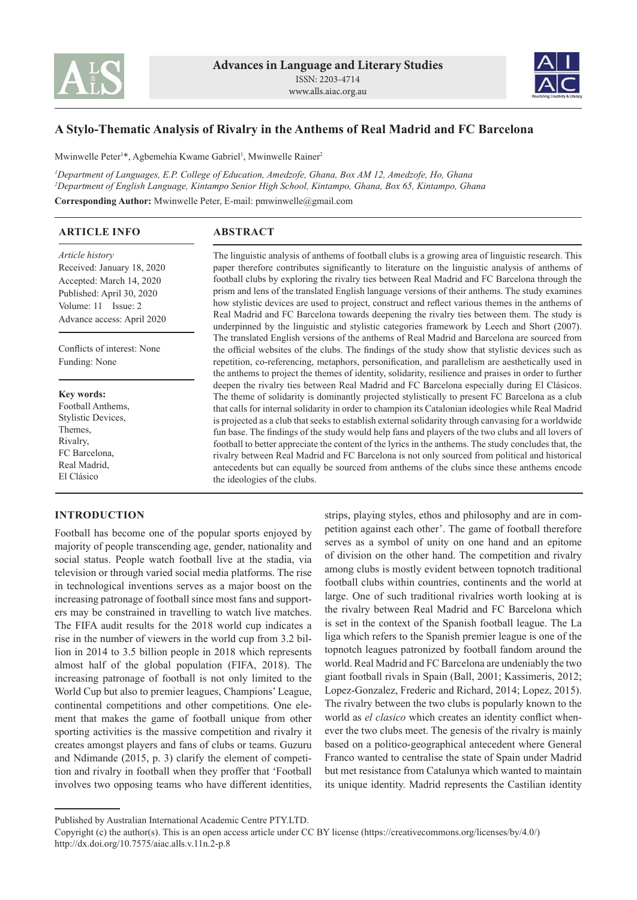Advances in Language and Literary Studies
ISSN: 2203-4714
www.alls.aiac.org.au

# A Stylo-Thematic Analysis of Rivalry in the Anthems of Real Madrid and FC Barcelona

Mwinwelle Peter[1]*, Agbemehia Kwame Gabriel[1], Mwinwelle Rainer[2]

[1]*Department of Languages, E.P. College of Education, Amedzofe, Ghana, Box AM 12, Amedzofe, Ho, Ghana*
[2]*Department of English Language, Kintampo Senior High School, Kintampo, Ghana, Box 65, Kintampo, Ghana*

**Corresponding Author:** Mwinwelle Peter, E-mail: pmwinwelle@gmail.com

## ARTICLE INFO

*Article history*
Received: January 18, 2020
Accepted: March 14, 2020
Published: April 30, 2020
Volume: 11 Issue: 2
Advance access: April 2020

Conflicts of interest: None
Funding: None

**Key words:**
Football Anthems,
Stylistic Devices,
Themes,
Rivalry,
FC Barcelona,
Real Madrid,
El Clásico

## ABSTRACT

The linguistic analysis of anthems of football clubs is a growing area of linguistic research. This paper therefore contributes significantly to literature on the linguistic analysis of anthems of football clubs by exploring the rivalry ties between Real Madrid and FC Barcelona through the prism and lens of the translated English language versions of their anthems. The study examines how stylistic devices are used to project, construct and reflect various themes in the anthems of Real Madrid and FC Barcelona towards deepening the rivalry ties between them. The study is underpinned by the linguistic and stylistic categories framework by Leech and Short (2007). The translated English versions of the anthems of Real Madrid and Barcelona are sourced from the official websites of the clubs. The findings of the study show that stylistic devices such as repetition, co-referencing, metaphors, personification, and parallelism are aesthetically used in the anthems to project the themes of identity, solidarity, resilience and praises in order to further deepen the rivalry ties between Real Madrid and FC Barcelona especially during El Clásicos. The theme of solidarity is dominantly projected stylistically to present FC Barcelona as a club that calls for internal solidarity in order to champion its Catalonian ideologies while Real Madrid is projected as a club that seeks to establish external solidarity through canvasing for a worldwide fun base. The findings of the study would help fans and players of the two clubs and all lovers of football to better appreciate the content of the lyrics in the anthems. The study concludes that, the rivalry between Real Madrid and FC Barcelona is not only sourced from political and historical antecedents but can equally be sourced from anthems of the clubs since these anthems encode the ideologies of the clubs.

## INTRODUCTION

Football has become one of the popular sports enjoyed by majority of people transcending age, gender, nationality and social status. People watch football live at the stadia, via television or through varied social media platforms. The rise in technological inventions serves as a major boost on the increasing patronage of football since most fans and supporters may be constrained in travelling to watch live matches. The FIFA audit results for the 2018 world cup indicates a rise in the number of viewers in the world cup from 3.2 billion in 2014 to 3.5 billion people in 2018 which represents almost half of the global population (FIFA, 2018). The increasing patronage of football is not only limited to the World Cup but also to premier leagues, Champions' League, continental competitions and other competitions. One element that makes the game of football unique from other sporting activities is the massive competition and rivalry it creates amongst players and fans of clubs or teams. Guzuru and Ndimande (2015, p. 3) clarify the element of competition and rivalry in football when they proffer that 'Football involves two opposing teams who have different identities, strips, playing styles, ethos and philosophy and are in competition against each other'. The game of football therefore serves as a symbol of unity on one hand and an epitome of division on the other hand. The competition and rivalry among clubs is mostly evident between topnotch traditional football clubs within countries, continents and the world at large. One of such traditional rivalries worth looking at is the rivalry between Real Madrid and FC Barcelona which is set in the context of the Spanish football league. The La liga which refers to the Spanish premier league is one of the topnotch leagues patronized by football fandom around the world. Real Madrid and FC Barcelona are undeniably the two giant football rivals in Spain (Ball, 2001; Kassimeris, 2012; Lopez-Gonzalez, Frederic and Richard, 2014; Lopez, 2015). The rivalry between the two clubs is popularly known to the world as *el clasico* which creates an identity conflict whenever the two clubs meet. The genesis of the rivalry is mainly based on a politico-geographical antecedent where General Franco wanted to centralise the state of Spain under Madrid but met resistance from Catalunya which wanted to maintain its unique identity. Madrid represents the Castilian identity

---

Published by Australian International Academic Centre PTY.LTD.
Copyright (c) the author(s). This is an open access article under CC BY license (https://creativecommons.org/licenses/by/4.0/)
http://dx.doi.org/10.7575/aiac.alls.v.11n.2-p.8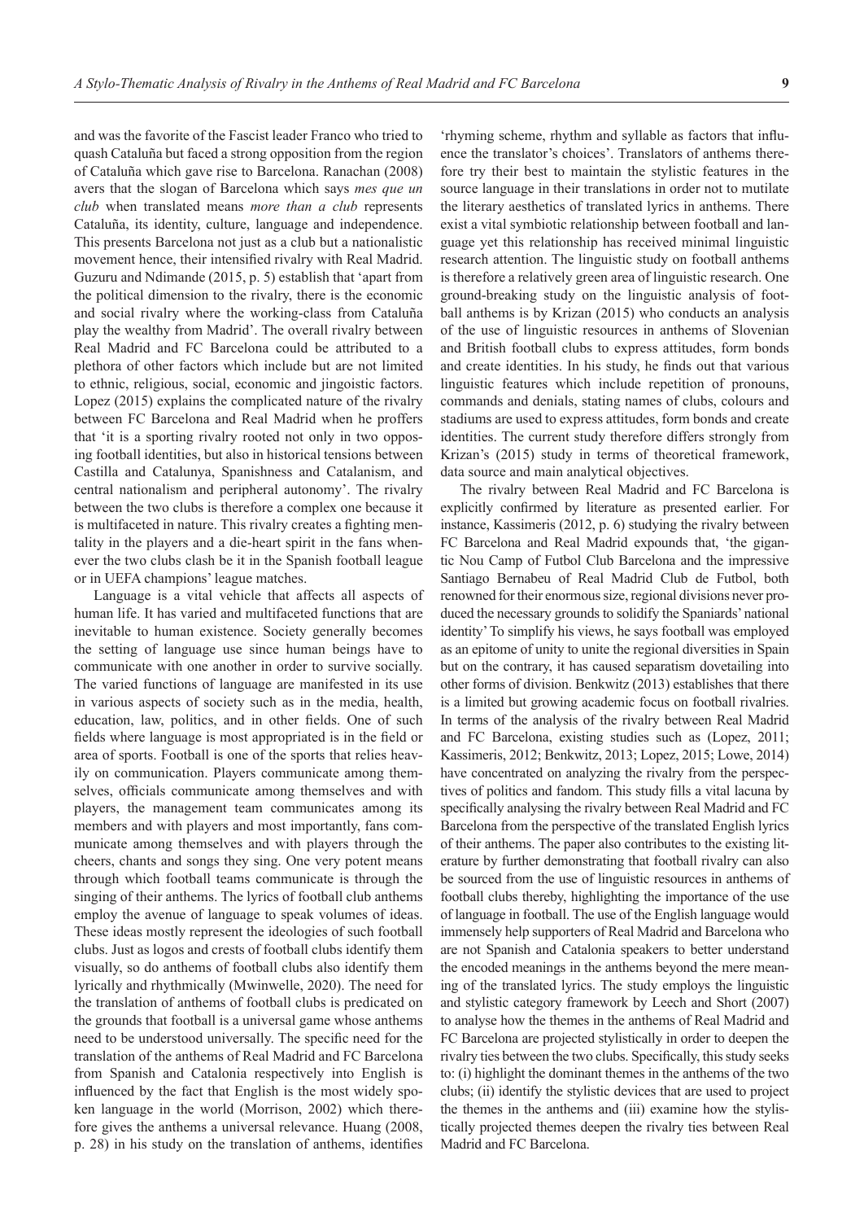and was the favorite of the Fascist leader Franco who tried to quash Cataluña but faced a strong opposition from the region of Cataluña which gave rise to Barcelona. Ranachan (2008) avers that the slogan of Barcelona which says *mes que un club* when translated means *more than a club* represents Cataluña, its identity, culture, language and independence. This presents Barcelona not just as a club but a nationalistic movement hence, their intensified rivalry with Real Madrid. Guzuru and Ndimande (2015, p. 5) establish that 'apart from the political dimension to the rivalry, there is the economic and social rivalry where the working-class from Cataluña play the wealthy from Madrid'. The overall rivalry between Real Madrid and FC Barcelona could be attributed to a plethora of other factors which include but are not limited to ethnic, religious, social, economic and jingoistic factors. Lopez (2015) explains the complicated nature of the rivalry between FC Barcelona and Real Madrid when he proffers that 'it is a sporting rivalry rooted not only in two opposing football identities, but also in historical tensions between Castilla and Catalunya, Spanishness and Catalanism, and central nationalism and peripheral autonomy'. The rivalry between the two clubs is therefore a complex one because it is multifaceted in nature. This rivalry creates a fighting mentality in the players and a die-heart spirit in the fans whenever the two clubs clash be it in the Spanish football league or in UEFA champions' league matches.

Language is a vital vehicle that affects all aspects of human life. It has varied and multifaceted functions that are inevitable to human existence. Society generally becomes the setting of language use since human beings have to communicate with one another in order to survive socially. The varied functions of language are manifested in its use in various aspects of society such as in the media, health, education, law, politics, and in other fields. One of such fields where language is most appropriated is in the field or area of sports. Football is one of the sports that relies heavily on communication. Players communicate among themselves, officials communicate among themselves and with players, the management team communicates among its members and with players and most importantly, fans communicate among themselves and with players through the cheers, chants and songs they sing. One very potent means through which football teams communicate is through the singing of their anthems. The lyrics of football club anthems employ the avenue of language to speak volumes of ideas. These ideas mostly represent the ideologies of such football clubs. Just as logos and crests of football clubs identify them visually, so do anthems of football clubs also identify them lyrically and rhythmically (Mwinwelle, 2020). The need for the translation of anthems of football clubs is predicated on the grounds that football is a universal game whose anthems need to be understood universally. The specific need for the translation of the anthems of Real Madrid and FC Barcelona from Spanish and Catalonia respectively into English is influenced by the fact that English is the most widely spoken language in the world (Morrison, 2002) which therefore gives the anthems a universal relevance. Huang (2008, p. 28) in his study on the translation of anthems, identifies 'rhyming scheme, rhythm and syllable as factors that influence the translator's choices'. Translators of anthems therefore try their best to maintain the stylistic features in the source language in their translations in order not to mutilate the literary aesthetics of translated lyrics in anthems. There exist a vital symbiotic relationship between football and language yet this relationship has received minimal linguistic research attention. The linguistic study on football anthems is therefore a relatively green area of linguistic research. One ground-breaking study on the linguistic analysis of football anthems is by Krizan (2015) who conducts an analysis of the use of linguistic resources in anthems of Slovenian and British football clubs to express attitudes, form bonds and create identities. In his study, he finds out that various linguistic features which include repetition of pronouns, commands and denials, stating names of clubs, colours and stadiums are used to express attitudes, form bonds and create identities. The current study therefore differs strongly from Krizan's (2015) study in terms of theoretical framework, data source and main analytical objectives.

The rivalry between Real Madrid and FC Barcelona is explicitly confirmed by literature as presented earlier. For instance, Kassimeris (2012, p. 6) studying the rivalry between FC Barcelona and Real Madrid expounds that, 'the gigantic Nou Camp of Futbol Club Barcelona and the impressive Santiago Bernabeu of Real Madrid Club de Futbol, both renowned for their enormous size, regional divisions never produced the necessary grounds to solidify the Spaniards' national identity' To simplify his views, he says football was employed as an epitome of unity to unite the regional diversities in Spain but on the contrary, it has caused separatism dovetailing into other forms of division. Benkwitz (2013) establishes that there is a limited but growing academic focus on football rivalries. In terms of the analysis of the rivalry between Real Madrid and FC Barcelona, existing studies such as (Lopez, 2011; Kassimeris, 2012; Benkwitz, 2013; Lopez, 2015; Lowe, 2014) have concentrated on analyzing the rivalry from the perspectives of politics and fandom. This study fills a vital lacuna by specifically analysing the rivalry between Real Madrid and FC Barcelona from the perspective of the translated English lyrics of their anthems. The paper also contributes to the existing literature by further demonstrating that football rivalry can also be sourced from the use of linguistic resources in anthems of football clubs thereby, highlighting the importance of the use of language in football. The use of the English language would immensely help supporters of Real Madrid and Barcelona who are not Spanish and Catalonia speakers to better understand the encoded meanings in the anthems beyond the mere meaning of the translated lyrics. The study employs the linguistic and stylistic category framework by Leech and Short (2007) to analyse how the themes in the anthems of Real Madrid and FC Barcelona are projected stylistically in order to deepen the rivalry ties between the two clubs. Specifically, this study seeks to: (i) highlight the dominant themes in the anthems of the two clubs; (ii) identify the stylistic devices that are used to project the themes in the anthems and (iii) examine how the stylistically projected themes deepen the rivalry ties between Real Madrid and FC Barcelona.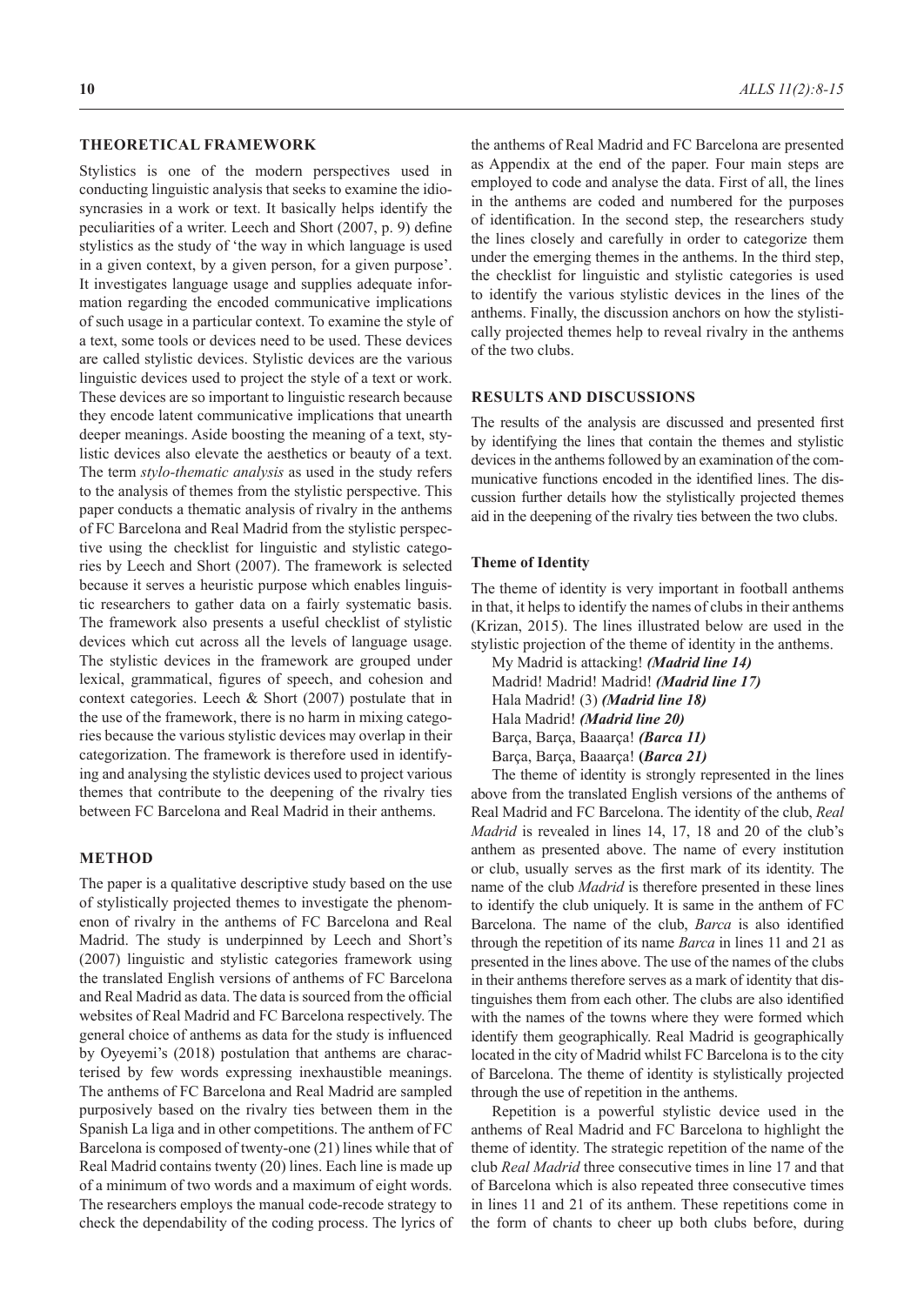## THEORETICAL FRAMEWORK

Stylistics is one of the modern perspectives used in conducting linguistic analysis that seeks to examine the idiosyncrasies in a work or text. It basically helps identify the peculiarities of a writer. Leech and Short (2007, p. 9) define stylistics as the study of 'the way in which language is used in a given context, by a given person, for a given purpose'. It investigates language usage and supplies adequate information regarding the encoded communicative implications of such usage in a particular context. To examine the style of a text, some tools or devices need to be used. These devices are called stylistic devices. Stylistic devices are the various linguistic devices used to project the style of a text or work. These devices are so important to linguistic research because they encode latent communicative implications that unearth deeper meanings. Aside boosting the meaning of a text, stylistic devices also elevate the aesthetics or beauty of a text. The term *stylo-thematic analysis* as used in the study refers to the analysis of themes from the stylistic perspective. This paper conducts a thematic analysis of rivalry in the anthems of FC Barcelona and Real Madrid from the stylistic perspective using the checklist for linguistic and stylistic categories by Leech and Short (2007). The framework is selected because it serves a heuristic purpose which enables linguistic researchers to gather data on a fairly systematic basis. The framework also presents a useful checklist of stylistic devices which cut across all the levels of language usage. The stylistic devices in the framework are grouped under lexical, grammatical, figures of speech, and cohesion and context categories. Leech & Short (2007) postulate that in the use of the framework, there is no harm in mixing categories because the various stylistic devices may overlap in their categorization. The framework is therefore used in identifying and analysing the stylistic devices used to project various themes that contribute to the deepening of the rivalry ties between FC Barcelona and Real Madrid in their anthems.

## METHOD

The paper is a qualitative descriptive study based on the use of stylistically projected themes to investigate the phenomenon of rivalry in the anthems of FC Barcelona and Real Madrid. The study is underpinned by Leech and Short's (2007) linguistic and stylistic categories framework using the translated English versions of anthems of FC Barcelona and Real Madrid as data. The data is sourced from the official websites of Real Madrid and FC Barcelona respectively. The general choice of anthems as data for the study is influenced by Oyeyemi's (2018) postulation that anthems are characterised by few words expressing inexhaustible meanings. The anthems of FC Barcelona and Real Madrid are sampled purposively based on the rivalry ties between them in the Spanish La liga and in other competitions. The anthem of FC Barcelona is composed of twenty-one (21) lines while that of Real Madrid contains twenty (20) lines. Each line is made up of a minimum of two words and a maximum of eight words. The researchers employs the manual code-recode strategy to check the dependability of the coding process. The lyrics of the anthems of Real Madrid and FC Barcelona are presented as Appendix at the end of the paper. Four main steps are employed to code and analyse the data. First of all, the lines in the anthems are coded and numbered for the purposes of identification. In the second step, the researchers study the lines closely and carefully in order to categorize them under the emerging themes in the anthems. In the third step, the checklist for linguistic and stylistic categories is used to identify the various stylistic devices in the lines of the anthems. Finally, the discussion anchors on how the stylistically projected themes help to reveal rivalry in the anthems of the two clubs.

## RESULTS AND DISCUSSIONS

The results of the analysis are discussed and presented first by identifying the lines that contain the themes and stylistic devices in the anthems followed by an examination of the communicative functions encoded in the identified lines. The discussion further details how the stylistically projected themes aid in the deepening of the rivalry ties between the two clubs.

### Theme of Identity

The theme of identity is very important in football anthems in that, it helps to identify the names of clubs in their anthems (Krizan, 2015). The lines illustrated below are used in the stylistic projection of the theme of identity in the anthems.

My Madrid is attacking! ***(Madrid line 14)***
Madrid! Madrid! Madrid! ***(Madrid line 17)***
Hala Madrid! (3) ***(Madrid line 18)***
Hala Madrid! ***(Madrid line 20)***
Barça, Barça, Baaarça! ***(Barca 11)***
Barça, Barça, Baaarça! **(*Barca 21)***

The theme of identity is strongly represented in the lines above from the translated English versions of the anthems of Real Madrid and FC Barcelona. The identity of the club, *Real Madrid* is revealed in lines 14, 17, 18 and 20 of the club's anthem as presented above. The name of every institution or club, usually serves as the first mark of its identity. The name of the club *Madrid* is therefore presented in these lines to identify the club uniquely. It is same in the anthem of FC Barcelona. The name of the club, *Barca* is also identified through the repetition of its name *Barca* in lines 11 and 21 as presented in the lines above. The use of the names of the clubs in their anthems therefore serves as a mark of identity that distinguishes them from each other. The clubs are also identified with the names of the towns where they were formed which identify them geographically. Real Madrid is geographically located in the city of Madrid whilst FC Barcelona is to the city of Barcelona. The theme of identity is stylistically projected through the use of repetition in the anthems.

Repetition is a powerful stylistic device used in the anthems of Real Madrid and FC Barcelona to highlight the theme of identity. The strategic repetition of the name of the club *Real Madrid* three consecutive times in line 17 and that of Barcelona which is also repeated three consecutive times in lines 11 and 21 of its anthem. These repetitions come in the form of chants to cheer up both clubs before, during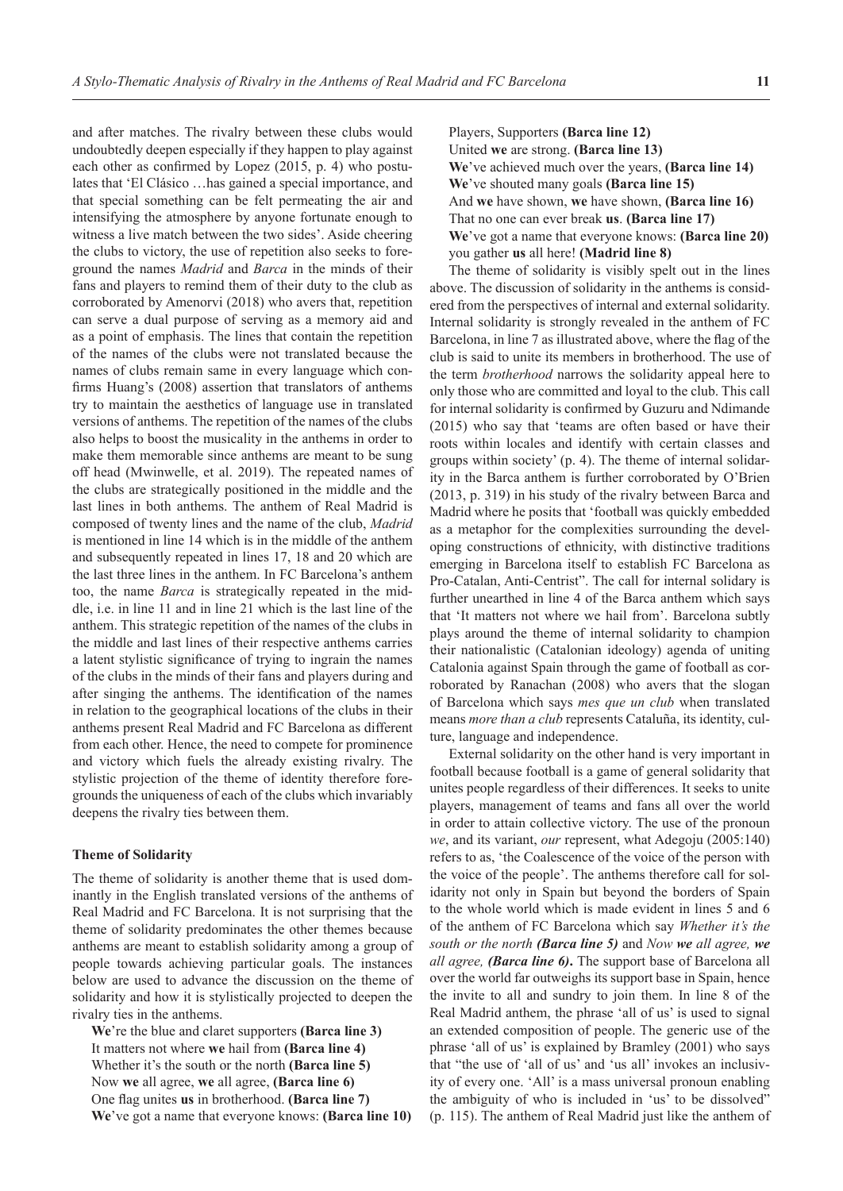and after matches. The rivalry between these clubs would undoubtedly deepen especially if they happen to play against each other as confirmed by Lopez (2015, p. 4) who postulates that 'El Clásico …has gained a special importance, and that special something can be felt permeating the air and intensifying the atmosphere by anyone fortunate enough to witness a live match between the two sides'. Aside cheering the clubs to victory, the use of repetition also seeks to foreground the names *Madrid* and *Barca* in the minds of their fans and players to remind them of their duty to the club as corroborated by Amenorvi (2018) who avers that, repetition can serve a dual purpose of serving as a memory aid and as a point of emphasis. The lines that contain the repetition of the names of the clubs were not translated because the names of clubs remain same in every language which confirms Huang's (2008) assertion that translators of anthems try to maintain the aesthetics of language use in translated versions of anthems. The repetition of the names of the clubs also helps to boost the musicality in the anthems in order to make them memorable since anthems are meant to be sung off head (Mwinwelle, et al. 2019). The repeated names of the clubs are strategically positioned in the middle and the last lines in both anthems. The anthem of Real Madrid is composed of twenty lines and the name of the club, *Madrid* is mentioned in line 14 which is in the middle of the anthem and subsequently repeated in lines 17, 18 and 20 which are the last three lines in the anthem. In FC Barcelona's anthem too, the name *Barca* is strategically repeated in the middle, i.e. in line 11 and in line 21 which is the last line of the anthem. This strategic repetition of the names of the clubs in the middle and last lines of their respective anthems carries a latent stylistic significance of trying to ingrain the names of the clubs in the minds of their fans and players during and after singing the anthems. The identification of the names in relation to the geographical locations of the clubs in their anthems present Real Madrid and FC Barcelona as different from each other. Hence, the need to compete for prominence and victory which fuels the already existing rivalry. The stylistic projection of the theme of identity therefore foregrounds the uniqueness of each of the clubs which invariably deepens the rivalry ties between them.

### Theme of Solidarity

The theme of solidarity is another theme that is used dominantly in the English translated versions of the anthems of Real Madrid and FC Barcelona. It is not surprising that the theme of solidarity predominates the other themes because anthems are meant to establish solidarity among a group of people towards achieving particular goals. The instances below are used to advance the discussion on the theme of solidarity and how it is stylistically projected to deepen the rivalry ties in the anthems.

**We**'re the blue and claret supporters **(Barca line 3)**
It matters not where **we** hail from **(Barca line 4)**
Whether it's the south or the north **(Barca line 5)**
Now **we** all agree, **we** all agree, **(Barca line 6)**
One flag unites **us** in brotherhood. **(Barca line 7)**
**We**'ve got a name that everyone knows: **(Barca line 10)**
Players, Supporters **(Barca line 12)**
United **we** are strong. **(Barca line 13)**
**We**'ve achieved much over the years, **(Barca line 14)**
**We**'ve shouted many goals **(Barca line 15)**
And **we** have shown, **we** have shown, **(Barca line 16)**
That no one can ever break **us**. **(Barca line 17)**
**We**'ve got a name that everyone knows: **(Barca line 20)**
you gather **us** all here! **(Madrid line 8)**

The theme of solidarity is visibly spelt out in the lines above. The discussion of solidarity in the anthems is considered from the perspectives of internal and external solidarity. Internal solidarity is strongly revealed in the anthem of FC Barcelona, in line 7 as illustrated above, where the flag of the club is said to unite its members in brotherhood. The use of the term *brotherhood* narrows the solidarity appeal here to only those who are committed and loyal to the club. This call for internal solidarity is confirmed by Guzuru and Ndimande (2015) who say that 'teams are often based or have their roots within locales and identify with certain classes and groups within society' (p. 4). The theme of internal solidarity in the Barca anthem is further corroborated by O'Brien (2013, p. 319) in his study of the rivalry between Barca and Madrid where he posits that 'football was quickly embedded as a metaphor for the complexities surrounding the developing constructions of ethnicity, with distinctive traditions emerging in Barcelona itself to establish FC Barcelona as Pro-Catalan, Anti-Centrist". The call for internal solidary is further unearthed in line 4 of the Barca anthem which says that 'It matters not where we hail from'. Barcelona subtly plays around the theme of internal solidarity to champion their nationalistic (Catalonian ideology) agenda of uniting Catalonia against Spain through the game of football as corroborated by Ranachan (2008) who avers that the slogan of Barcelona which says *mes que un club* when translated means *more than a club* represents Cataluña, its identity, culture, language and independence.

External solidarity on the other hand is very important in football because football is a game of general solidarity that unites people regardless of their differences. It seeks to unite players, management of teams and fans all over the world in order to attain collective victory. The use of the pronoun *we*, and its variant, *our* represent, what Adegoju (2005:140) refers to as, 'the Coalescence of the voice of the person with the voice of the people'. The anthems therefore call for solidarity not only in Spain but beyond the borders of Spain to the whole world which is made evident in lines 5 and 6 of the anthem of FC Barcelona which say *Whether it's the south or the north **(Barca line 5)*** and *Now **we** all agree, **we** all agree, **(Barca line 6)***. The support base of Barcelona all over the world far outweighs its support base in Spain, hence the invite to all and sundry to join them. In line 8 of the Real Madrid anthem, the phrase 'all of us' is used to signal an extended composition of people. The generic use of the phrase 'all of us' is explained by Bramley (2001) who says that "the use of 'all of us' and 'us all' invokes an inclusivity of every one. 'All' is a mass universal pronoun enabling the ambiguity of who is included in 'us' to be dissolved" (p. 115). The anthem of Real Madrid just like the anthem of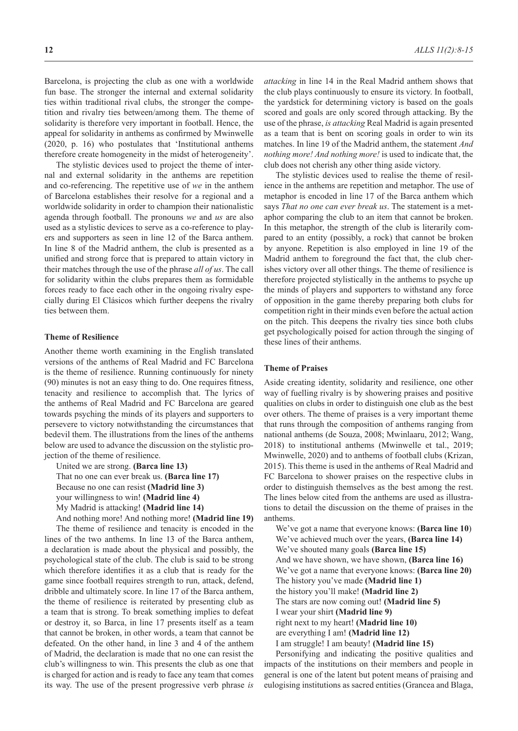Barcelona, is projecting the club as one with a worldwide fun base. The stronger the internal and external solidarity ties within traditional rival clubs, the stronger the competition and rivalry ties between/among them. The theme of solidarity is therefore very important in football. Hence, the appeal for solidarity in anthems as confirmed by Mwinwelle (2020, p. 16) who postulates that 'Institutional anthems therefore create homogeneity in the midst of heterogeneity'.

The stylistic devices used to project the theme of internal and external solidarity in the anthems are repetition and co-referencing. The repetitive use of *we* in the anthem of Barcelona establishes their resolve for a regional and a worldwide solidarity in order to champion their nationalistic agenda through football. The pronouns *we* and *us* are also used as a stylistic devices to serve as a co-reference to players and supporters as seen in line 12 of the Barca anthem. In line 8 of the Madrid anthem, the club is presented as a unified and strong force that is prepared to attain victory in their matches through the use of the phrase *all of us*. The call for solidarity within the clubs prepares them as formidable forces ready to face each other in the ongoing rivalry especially during El Clásicos which further deepens the rivalry ties between them.

### Theme of Resilience

Another theme worth examining in the English translated versions of the anthems of Real Madrid and FC Barcelona is the theme of resilience. Running continuously for ninety (90) minutes is not an easy thing to do. One requires fitness, tenacity and resilience to accomplish that. The lyrics of the anthems of Real Madrid and FC Barcelona are geared towards psyching the minds of its players and supporters to persevere to victory notwithstanding the circumstances that bedevil them. The illustrations from the lines of the anthems below are used to advance the discussion on the stylistic projection of the theme of resilience.

United we are strong. **(Barca line 13)**
That no one can ever break us. **(Barca line 17)**
Because no one can resist **(Madrid line 3)**
your willingness to win! **(Madrid line 4)**
My Madrid is attacking! **(Madrid line 14)**
And nothing more! And nothing more! **(Madrid line 19)**

The theme of resilience and tenacity is encoded in the lines of the two anthems. In line 13 of the Barca anthem, a declaration is made about the physical and possibly, the psychological state of the club. The club is said to be strong which therefore identifies it as a club that is ready for the game since football requires strength to run, attack, defend, dribble and ultimately score. In line 17 of the Barca anthem, the theme of resilience is reiterated by presenting club as a team that is strong. To break something implies to defeat or destroy it, so Barca, in line 17 presents itself as a team that cannot be broken, in other words, a team that cannot be defeated. On the other hand, in line 3 and 4 of the anthem of Madrid, the declaration is made that no one can resist the club's willingness to win. This presents the club as one that is charged for action and is ready to face any team that comes its way. The use of the present progressive verb phrase *is attacking* in line 14 in the Real Madrid anthem shows that the club plays continuously to ensure its victory. In football, the yardstick for determining victory is based on the goals scored and goals are only scored through attacking. By the use of the phrase, *is attacking* Real Madrid is again presented as a team that is bent on scoring goals in order to win its matches. In line 19 of the Madrid anthem, the statement *And nothing more! And nothing more!* is used to indicate that, the club does not cherish any other thing aside victory.

The stylistic devices used to realise the theme of resilience in the anthems are repetition and metaphor. The use of metaphor is encoded in line 17 of the Barca anthem which says *That no one can ever break us*. The statement is a metaphor comparing the club to an item that cannot be broken. In this metaphor, the strength of the club is literarily compared to an entity (possibly, a rock) that cannot be broken by anyone. Repetition is also employed in line 19 of the Madrid anthem to foreground the fact that, the club cherishes victory over all other things. The theme of resilience is therefore projected stylistically in the anthems to psyche up the minds of players and supporters to withstand any force of opposition in the game thereby preparing both clubs for competition right in their minds even before the actual action on the pitch. This deepens the rivalry ties since both clubs get psychologically poised for action through the singing of these lines of their anthems.

### Theme of Praises

Aside creating identity, solidarity and resilience, one other way of fuelling rivalry is by showering praises and positive qualities on clubs in order to distinguish one club as the best over others. The theme of praises is a very important theme that runs through the composition of anthems ranging from national anthems (de Souza, 2008; Mwinlaaru, 2012; Wang, 2018) to institutional anthems (Mwinwelle et tal., 2019; Mwinwelle, 2020) and to anthems of football clubs (Krizan, 2015). This theme is used in the anthems of Real Madrid and FC Barcelona to shower praises on the respective clubs in order to distinguish themselves as the best among the rest. The lines below cited from the anthems are used as illustrations to detail the discussion on the theme of praises in the anthems.

We've got a name that everyone knows: **(Barca line 10)**
We've achieved much over the years, **(Barca line 14)**
We've shouted many goals **(Barca line 15)**
And we have shown, we have shown, **(Barca line 16)**
We've got a name that everyone knows: **(Barca line 20)**
The history you've made **(Madrid line 1)**
the history you'll make! **(Madrid line 2)**
The stars are now coming out! **(Madrid line 5)**
I wear your shirt **(Madrid line 9)**
right next to my heart! **(Madrid line 10)**
are everything I am! **(Madrid line 12)**
I am struggle! I am beauty! **(Madrid line 15)**

Personifying and indicating the positive qualities and impacts of the institutions on their members and people in general is one of the latent but potent means of praising and eulogising institutions as sacred entities (Grancea and Blaga,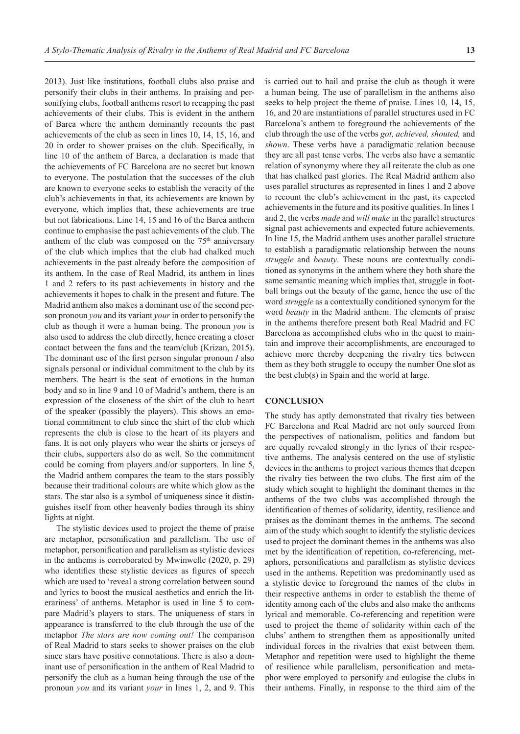2013). Just like institutions, football clubs also praise and personify their clubs in their anthems. In praising and personifying clubs, football anthems resort to recapping the past achievements of their clubs. This is evident in the anthem of Barca where the anthem dominantly recounts the past achievements of the club as seen in lines 10, 14, 15, 16, and 20 in order to shower praises on the club. Specifically, in line 10 of the anthem of Barca, a declaration is made that the achievements of FC Barcelona are no secret but known to everyone. The postulation that the successes of the club are known to everyone seeks to establish the veracity of the club's achievements in that, its achievements are known by everyone, which implies that, these achievements are true but not fabrications. Line 14, 15 and 16 of the Barca anthem continue to emphasise the past achievements of the club. The anthem of the club was composed on the 75th anniversary of the club which implies that the club had chalked much achievements in the past already before the composition of its anthem. In the case of Real Madrid, its anthem in lines 1 and 2 refers to its past achievements in history and the achievements it hopes to chalk in the present and future. The Madrid anthem also makes a dominant use of the second person pronoun *you* and its variant *your* in order to personify the club as though it were a human being. The pronoun *you* is also used to address the club directly, hence creating a closer contact between the fans and the team/club (Krizan, 2015). The dominant use of the first person singular pronoun *I* also signals personal or individual commitment to the club by its members. The heart is the seat of emotions in the human body and so in line 9 and 10 of Madrid's anthem, there is an expression of the closeness of the shirt of the club to heart of the speaker (possibly the players). This shows an emotional commitment to club since the shirt of the club which represents the club is close to the heart of its players and fans. It is not only players who wear the shirts or jerseys of their clubs, supporters also do as well. So the commitment could be coming from players and/or supporters. In line 5, the Madrid anthem compares the team to the stars possibly because their traditional colours are white which glow as the stars. The star also is a symbol of uniqueness since it distinguishes itself from other heavenly bodies through its shiny lights at night.

The stylistic devices used to project the theme of praise are metaphor, personification and parallelism. The use of metaphor, personification and parallelism as stylistic devices in the anthems is corroborated by Mwinwelle (2020, p. 29) who identifies these stylistic devices as figures of speech which are used to 'reveal a strong correlation between sound and lyrics to boost the musical aesthetics and enrich the literariness' of anthems. Metaphor is used in line 5 to compare Madrid's players to stars. The uniqueness of stars in appearance is transferred to the club through the use of the metaphor *The stars are now coming out!* The comparison of Real Madrid to stars seeks to shower praises on the club since stars have positive connotations. There is also a dominant use of personification in the anthem of Real Madrid to personify the club as a human being through the use of the pronoun *you* and its variant *your* in lines 1, 2, and 9. This is carried out to hail and praise the club as though it were a human being. The use of parallelism in the anthems also seeks to help project the theme of praise. Lines 10, 14, 15, 16, and 20 are instantiations of parallel structures used in FC Barcelona's anthem to foreground the achievements of the club through the use of the verbs *got, achieved, shouted,* and *shown*. These verbs have a paradigmatic relation because they are all past tense verbs. The verbs also have a semantic relation of synonymy where they all reiterate the club as one that has chalked past glories. The Real Madrid anthem also uses parallel structures as represented in lines 1 and 2 above to recount the club's achievement in the past, its expected achievements in the future and its positive qualities. In lines 1 and 2, the verbs *made* and *will make* in the parallel structures signal past achievements and expected future achievements. In line 15, the Madrid anthem uses another parallel structure to establish a paradigmatic relationship between the nouns *struggle* and *beauty*. These nouns are contextually conditioned as synonyms in the anthem where they both share the same semantic meaning which implies that, struggle in football brings out the beauty of the game, hence the use of the word *struggle* as a contextually conditioned synonym for the word *beauty* in the Madrid anthem. The elements of praise in the anthems therefore present both Real Madrid and FC Barcelona as accomplished clubs who in the quest to maintain and improve their accomplishments, are encouraged to achieve more thereby deepening the rivalry ties between them as they both struggle to occupy the number One slot as the best club(s) in Spain and the world at large.

## CONCLUSION

The study has aptly demonstrated that rivalry ties between FC Barcelona and Real Madrid are not only sourced from the perspectives of nationalism, politics and fandom but are equally revealed strongly in the lyrics of their respective anthems. The analysis centered on the use of stylistic devices in the anthems to project various themes that deepen the rivalry ties between the two clubs. The first aim of the study which sought to highlight the dominant themes in the anthems of the two clubs was accomplished through the identification of themes of solidarity, identity, resilience and praises as the dominant themes in the anthems. The second aim of the study which sought to identify the stylistic devices used to project the dominant themes in the anthems was also met by the identification of repetition, co-referencing, metaphors, personifications and parallelism as stylistic devices used in the anthems. Repetition was predominantly used as a stylistic device to foreground the names of the clubs in their respective anthems in order to establish the theme of identity among each of the clubs and also make the anthems lyrical and memorable. Co-referencing and repetition were used to project the theme of solidarity within each of the clubs' anthem to strengthen them as appositionally united individual forces in the rivalries that exist between them. Metaphor and repetition were used to highlight the theme of resilience while parallelism, personification and metaphor were employed to personify and eulogise the clubs in their anthems. Finally, in response to the third aim of the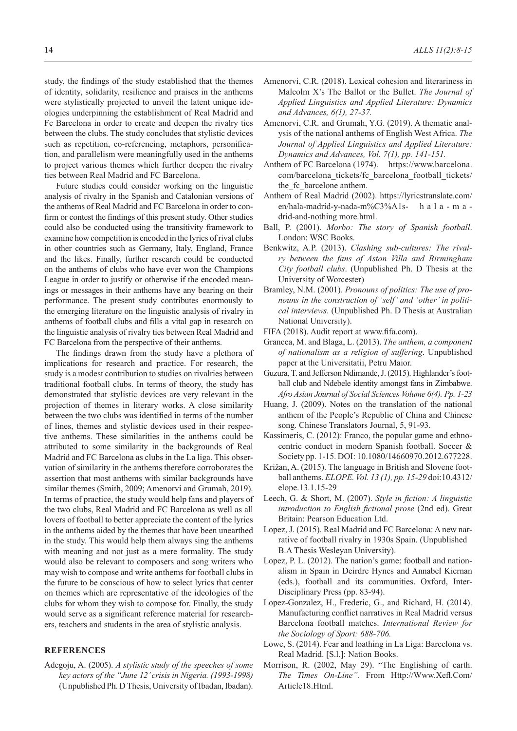study, the findings of the study established that the themes of identity, solidarity, resilience and praises in the anthems were stylistically projected to unveil the latent unique ideologies underpinning the establishment of Real Madrid and Fc Barcelona in order to create and deepen the rivalry ties between the clubs. The study concludes that stylistic devices such as repetition, co-referencing, metaphors, personification, and parallelism were meaningfully used in the anthems to project various themes which further deepen the rivalry ties between Real Madrid and FC Barcelona.

Future studies could consider working on the linguistic analysis of rivalry in the Spanish and Catalonian versions of the anthems of Real Madrid and FC Barcelona in order to confirm or contest the findings of this present study. Other studies could also be conducted using the transitivity framework to examine how competition is encoded in the lyrics of rival clubs in other countries such as Germany, Italy, England, France and the likes. Finally, further research could be conducted on the anthems of clubs who have ever won the Champions League in order to justify or otherwise if the encoded meanings or messages in their anthems have any bearing on their performance. The present study contributes enormously to the emerging literature on the linguistic analysis of rivalry in anthems of football clubs and fills a vital gap in research on the linguistic analysis of rivalry ties between Real Madrid and FC Barcelona from the perspective of their anthems.

The findings drawn from the study have a plethora of implications for research and practice. For research, the study is a modest contribution to studies on rivalries between traditional football clubs. In terms of theory, the study has demonstrated that stylistic devices are very relevant in the projection of themes in literary works. A close similarity between the two clubs was identified in terms of the number of lines, themes and stylistic devices used in their respective anthems. These similarities in the anthems could be attributed to some similarity in the backgrounds of Real Madrid and FC Barcelona as clubs in the La liga. This observation of similarity in the anthems therefore corroborates the assertion that most anthems with similar backgrounds have similar themes (Smith, 2009; Amenorvi and Grumah, 2019). In terms of practice, the study would help fans and players of the two clubs, Real Madrid and FC Barcelona as well as all lovers of football to better appreciate the content of the lyrics in the anthems aided by the themes that have been unearthed in the study. This would help them always sing the anthems with meaning and not just as a mere formality. The study would also be relevant to composers and song writers who may wish to compose and write anthems for football clubs in the future to be conscious of how to select lyrics that center on themes which are representative of the ideologies of the clubs for whom they wish to compose for. Finally, the study would serve as a significant reference material for researchers, teachers and students in the area of stylistic analysis.

## REFERENCES

Adegoju, A. (2005). *A stylistic study of the speeches of some key actors of the "June 12' crisis in Nigeria. (1993-1998)* (Unpublished Ph. D Thesis, University of Ibadan, Ibadan).

Amenorvi, C.R. (2018). Lexical cohesion and literariness in Malcolm X's The Ballot or the Bullet. *The Journal of Applied Linguistics and Applied Literature: Dynamics and Advances, 6(1), 27-37.*

Amenorvi, C.R. and Grumah, Y.G. (2019). A thematic analysis of the national anthems of English West Africa. *The Journal of Applied Linguistics and Applied Literature: Dynamics and Advances, Vol. 7(1), pp. 141-151.*

Anthem of FC Barcelona (1974). https://www.barcelona.com/barcelona_tickets/fc_barcelona_football_tickets/the_fc_barcelone anthem.

Anthem of Real Madrid (2002). https://lyricstranslate.com/en/hala-madrid-y-nada-m%C3%A1s- hala-madrid-and-nothing more.html.

Ball, P. (2001). *Morbo: The story of Spanish football*. London: WSC Books.

Benkwitz, A.P. (2013). *Clashing sub-cultures: The rivalry between the fans of Aston Villa and Birmingham City football clubs*. (Unpublished Ph. D Thesis at the University of Worcester)

Bramley, N.M. (2001). *Pronouns of politics: The use of pronouns in the construction of 'self' and 'other' in political interviews.* (Unpublished Ph. D Thesis at Australian National University).

FIFA (2018). Audit report at www.fifa.com).

Grancea, M. and Blaga, L. (2013). *The anthem, a component of nationalism as a religion of suffering*. Unpublished paper at the Universitatii, Petru Maior.

Guzura, T. and Jefferson Ndimande, J. (2015). Highlander's football club and Ndebele identity amongst fans in Zimbabwe. *Afro Asian Journal of Social Sciences Volume 6(4). Pp. 1-23*

Huang, J. (2009). Notes on the translation of the national anthem of the People's Republic of China and Chinese song. Chinese Translators Journal, 5, 91-93.

Kassimeris, C. (2012): Franco, the popular game and ethnocentric conduct in modern Spanish football. Soccer & Society pp. 1-15. DOI: 10.1080/14660970.2012.677228.

Križan, A. (2015). The language in British and Slovene football anthems. *ELOPE. Vol. 13 (1), pp. 15-29* doi:10.4312/elope.13.1.15-29

Leech, G. & Short, M. (2007). *Style in fiction: A linguistic introduction to English fictional prose* (2nd ed). Great Britain: Pearson Education Ltd.

Lopez, J. (2015). Real Madrid and FC Barcelona: A new narrative of football rivalry in 1930s Spain. (Unpublished B.A Thesis Wesleyan University).

Lopez, P. L. (2012). The nation's game: football and nationalism in Spain in Deirdre Hynes and Annabel Kiernan (eds.), football and its communities. Oxford, Inter-Disciplinary Press (pp. 83-94).

Lopez-Gonzalez, H., Frederic, G., and Richard, H. (2014). Manufacturing conflict narratives in Real Madrid versus Barcelona football matches. *International Review for the Sociology of Sport: 688-706.*

Lowe, S. (2014). Fear and loathing in La Liga: Barcelona vs. Real Madrid. [S.l.]: Nation Books.

Morrison, R. (2002, May 29). "The Englishing of earth. *The Times On-Line".* From Http://Www.Xefl.Com/Article18.Html.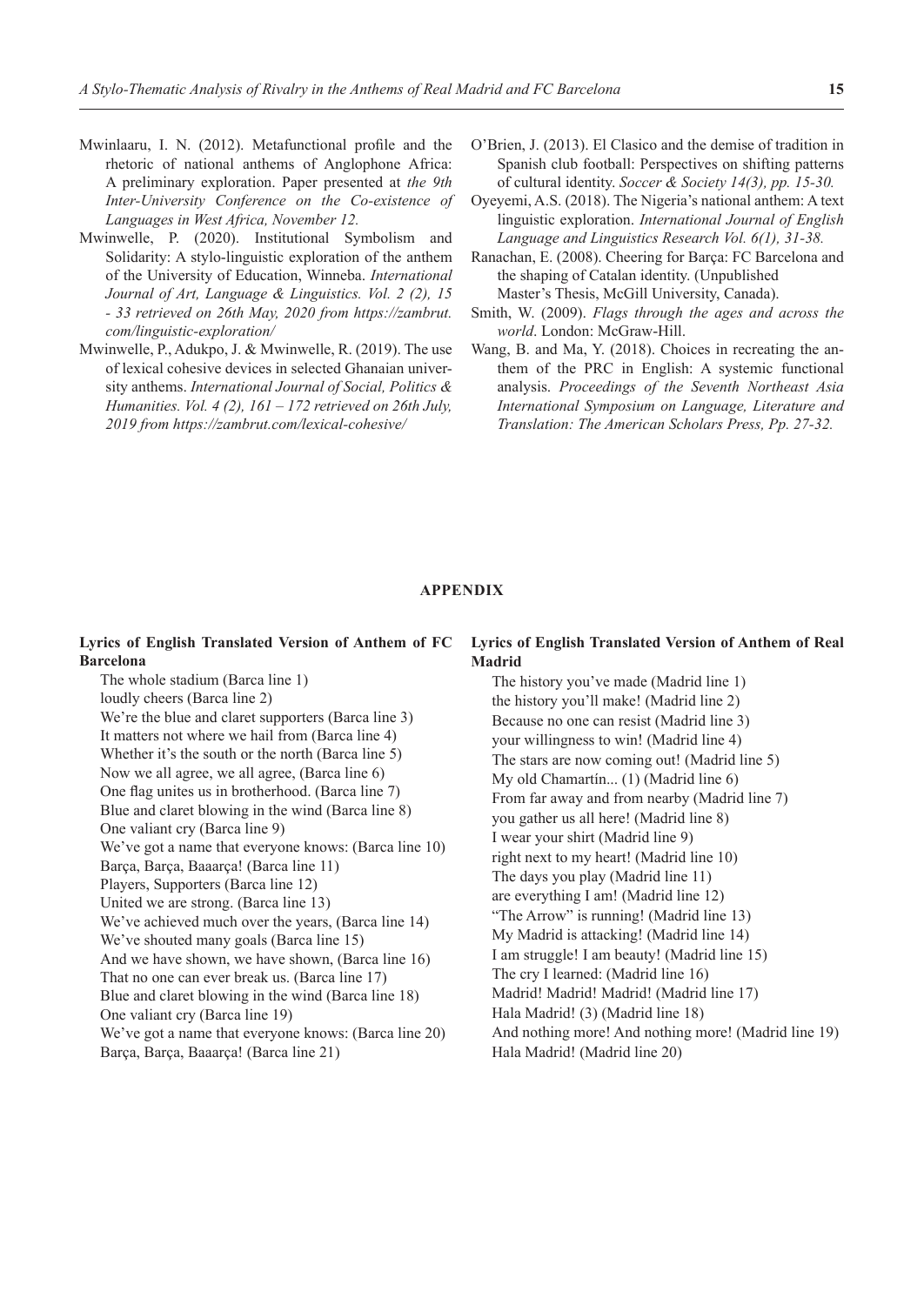Mwinlaaru, I. N. (2012). Metafunctional profile and the rhetoric of national anthems of Anglophone Africa: A preliminary exploration. Paper presented at *the 9th Inter-University Conference on the Co-existence of Languages in West Africa, November 12.*

Mwinwelle, P. (2020). Institutional Symbolism and Solidarity: A stylo-linguistic exploration of the anthem of the University of Education, Winneba. *International Journal of Art, Language & Linguistics. Vol. 2 (2), 15 - 33 retrieved on 26th May, 2020 from https://zambrut.com/linguistic-exploration/*

Mwinwelle, P., Adukpo, J. & Mwinwelle, R. (2019). The use of lexical cohesive devices in selected Ghanaian university anthems. *International Journal of Social, Politics & Humanities. Vol. 4 (2), 161 – 172 retrieved on 26th July, 2019 from https://zambrut.com/lexical-cohesive/*

O'Brien, J. (2013). El Clasico and the demise of tradition in Spanish club football: Perspectives on shifting patterns of cultural identity. *Soccer & Society 14(3), pp. 15-30.*

Oyeyemi, A.S. (2018). The Nigeria's national anthem: A text linguistic exploration. *International Journal of English Language and Linguistics Research Vol. 6(1), 31-38.*

Ranachan, E. (2008). Cheering for Barça: FC Barcelona and the shaping of Catalan identity. (Unpublished Master's Thesis, McGill University, Canada).

Smith, W. (2009). *Flags through the ages and across the world*. London: McGraw-Hill.

Wang, B. and Ma, Y. (2018). Choices in recreating the anthem of the PRC in English: A systemic functional analysis. *Proceedings of the Seventh Northeast Asia International Symposium on Language, Literature and Translation: The American Scholars Press, Pp. 27-32.*

## APPENDIX

**Lyrics of English Translated Version of Anthem of FC Barcelona**

The whole stadium (Barca line 1)
loudly cheers (Barca line 2)
We're the blue and claret supporters (Barca line 3)
It matters not where we hail from (Barca line 4)
Whether it's the south or the north (Barca line 5)
Now we all agree, we all agree, (Barca line 6)
One flag unites us in brotherhood. (Barca line 7)
Blue and claret blowing in the wind (Barca line 8)
One valiant cry (Barca line 9)
We've got a name that everyone knows: (Barca line 10)
Barça, Barça, Baaarça! (Barca line 11)
Players, Supporters (Barca line 12)
United we are strong. (Barca line 13)
We've achieved much over the years, (Barca line 14)
We've shouted many goals (Barca line 15)
And we have shown, we have shown, (Barca line 16)
That no one can ever break us. (Barca line 17)
Blue and claret blowing in the wind (Barca line 18)
One valiant cry (Barca line 19)
We've got a name that everyone knows: (Barca line 20)
Barça, Barça, Baaarça! (Barca line 21)

**Lyrics of English Translated Version of Anthem of Real Madrid**

The history you've made (Madrid line 1)
the history you'll make! (Madrid line 2)
Because no one can resist (Madrid line 3)
your willingness to win! (Madrid line 4)
The stars are now coming out! (Madrid line 5)
My old Chamartín... (1) (Madrid line 6)
From far away and from nearby (Madrid line 7)
you gather us all here! (Madrid line 8)
I wear your shirt (Madrid line 9)
right next to my heart! (Madrid line 10)
The days you play (Madrid line 11)
are everything I am! (Madrid line 12)
"The Arrow" is running! (Madrid line 13)
My Madrid is attacking! (Madrid line 14)
I am struggle! I am beauty! (Madrid line 15)
The cry I learned: (Madrid line 16)
Madrid! Madrid! Madrid! (Madrid line 17)
Hala Madrid! (3) (Madrid line 18)
And nothing more! And nothing more! (Madrid line 19)
Hala Madrid! (Madrid line 20)